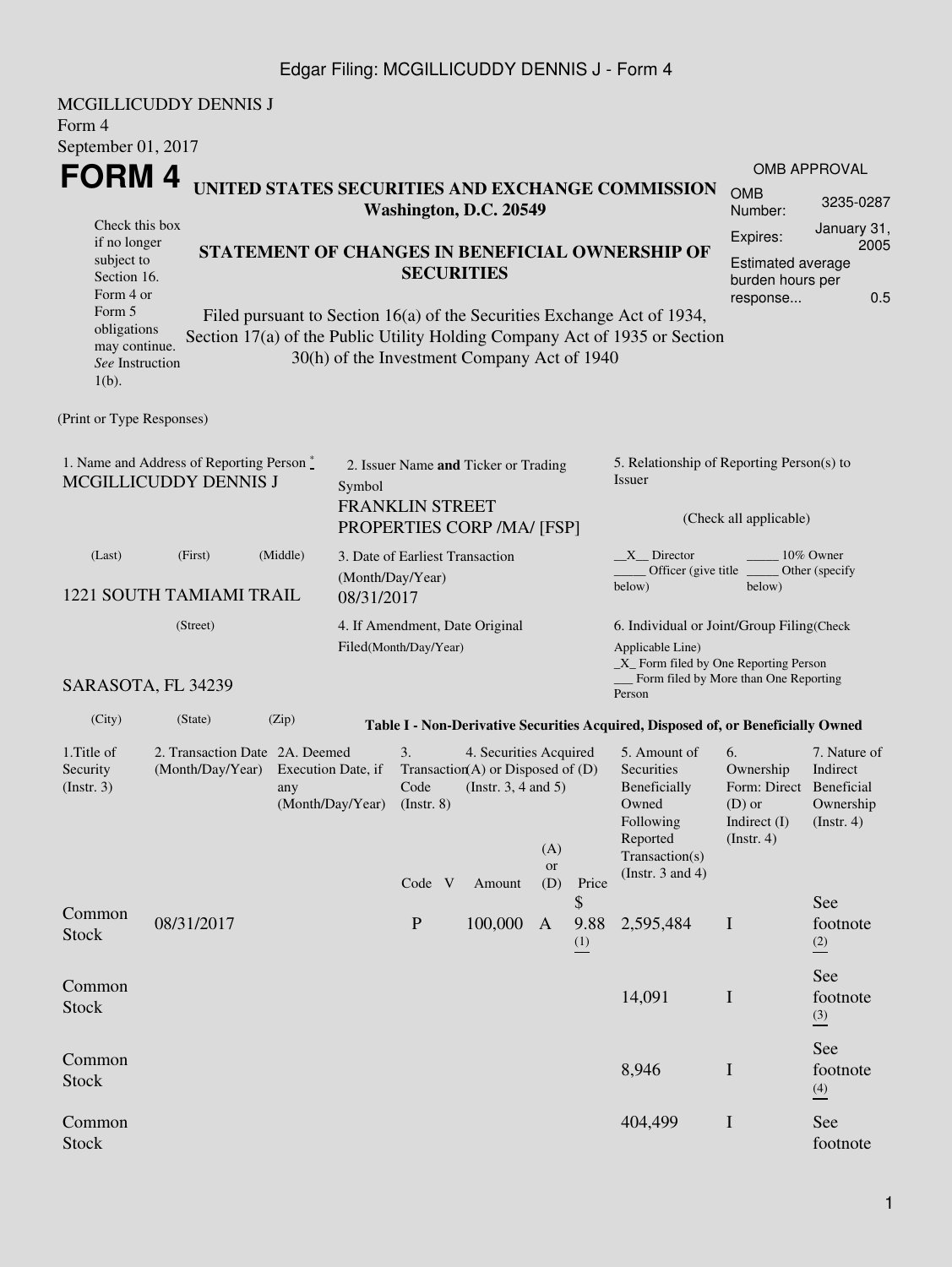Edgar Filing: MCGILLICUDDY DENNIS J - Form 4

MCGILLICUDDY DENNIS J
Form 4
September 01, 2017

# FORM 4

## UNITED STATES SECURITIES AND EXCHANGE COMMISSION
**Washington, D.C. 20549**

| OMB APPROVAL | |
|---|---|
| OMB Number: | 3235-0287 |
| Expires: | January 31, 2005 |
| Estimated average burden hours per response... | 0.5 |

Check this box if no longer subject to Section 16. Form 4 or Form 5 obligations may continue. *See* Instruction 1(b).

## STATEMENT OF CHANGES IN BENEFICIAL OWNERSHIP OF SECURITIES

Filed pursuant to Section 16(a) of the Securities Exchange Act of 1934, Section 17(a) of the Public Utility Holding Company Act of 1935 or Section 30(h) of the Investment Company Act of 1940

(Print or Type Responses)

1. Name and Address of Reporting Person *
MCGILLICUDDY DENNIS J

(Last) (First) (Middle)

1221 SOUTH TAMIAMI TRAIL

(Street)

SARASOTA, FL 34239

(City) (State) (Zip)

2. Issuer Name **and** Ticker or Trading Symbol
FRANKLIN STREET PROPERTIES CORP /MA/ [FSP]

3. Date of Earliest Transaction (Month/Day/Year)
08/31/2017

4. If Amendment, Date Original Filed(Month/Day/Year)

5. Relationship of Reporting Person(s) to Issuer

(Check all applicable)

\_\_X\_\_ Director _____ 10% Owner
_____ Officer (give title below) _____ Other (specify below)

6. Individual or Joint/Group Filing(Check Applicable Line)
\_X\_ Form filed by One Reporting Person
___ Form filed by More than One Reporting Person

**Table I - Non-Derivative Securities Acquired, Disposed of, or Beneficially Owned**

| 1.Title of Security (Instr. 3) | 2. Transaction Date (Month/Day/Year) | 2A. Deemed Execution Date, if any (Month/Day/Year) | 3. Transaction Code (Instr. 8) | | 4. Securities Acquired (A) or Disposed of (D) (Instr. 3, 4 and 5) | | | 5. Amount of Securities Beneficially Owned Following Reported Transaction(s) (Instr. 3 and 4) | 6. Ownership Form: Direct (D) or Indirect (I) (Instr. 4) | 7. Nature of Indirect Beneficial Ownership (Instr. 4) |
|---|---|---|---|---|---|---|---|---|---|---|
| | | | Code | V | Amount | (A) or (D) | Price | | | |
| Common Stock | 08/31/2017 | | P | | 100,000 | A | $ 9.88 (1) | 2,595,484 | I | See footnote (2) |
| Common Stock | | | | | | | | 14,091 | I | See footnote (3) |
| Common Stock | | | | | | | | 8,946 | I | See footnote (4) |
| Common Stock | | | | | | | | 404,499 | I | See footnote |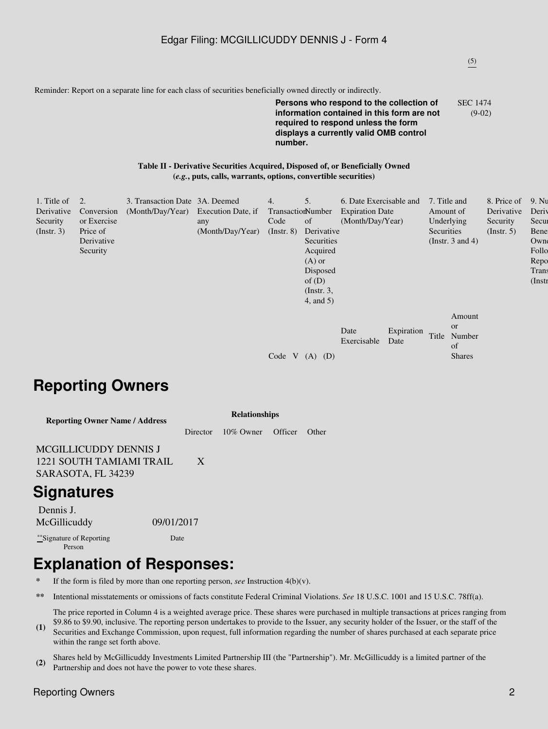(5)

Reminder: Report on a separate line for each class of securities beneficially owned directly or indirectly.

**Persons who respond to the collection of information contained in this form are not required to respond unless the form displays a currently valid OMB control number.**

SEC 1474 (9-02)

**Table II - Derivative Securities Acquired, Disposed of, or Beneficially Owned**
**(*e.g.*, puts, calls, warrants, options, convertible securities)**

| 1. Title of Derivative Security (Instr. 3) | 2. Conversion or Exercise Price of Derivative Security | 3. Transaction Date (Month/Day/Year) | 3A. Deemed Execution Date, if any (Month/Day/Year) | 4. Transaction Code (Instr. 8) | | 5. Number of Derivative Securities Acquired (A) or Disposed of (D) (Instr. 3, 4, and 5) | | 6. Date Exercisable and Expiration Date (Month/Day/Year) | | 7. Title and Amount of Underlying Securities (Instr. 3 and 4) | | 8. Price of Derivative Security (Instr. 5) | 9. Nu Deriv Secur Bene Owne Follo Repo Trans (Instr |
|---|---|---|---|---|---|---|---|---|---|---|---|---|---|
| | | | | Code | V | (A) | (D) | Date Exercisable | Expiration Date | Title | Amount or Number of Shares | | |

## Reporting Owners

| Reporting Owner Name / Address | Relationships | | | |
|---|---|---|---|---|
| | Director | 10% Owner | Officer | Other |
| MCGILLICUDDY DENNIS J<br>1221 SOUTH TAMIAMI TRAIL<br>SARASOTA, FL 34239 | X | | | |

## Signatures

| Dennis J. McGillicuddy | 09/01/2017 |
|---|---|
| **Signature of Reporting Person | Date |

## Explanation of Responses:

\* If the form is filed by more than one reporting person, *see* Instruction 4(b)(v).

\*\* Intentional misstatements or omissions of facts constitute Federal Criminal Violations. *See* 18 U.S.C. 1001 and 15 U.S.C. 78ff(a).

**(1)** The price reported in Column 4 is a weighted average price. These shares were purchased in multiple transactions at prices ranging from $9.86 to $9.90, inclusive. The reporting person undertakes to provide to the Issuer, any security holder of the Issuer, or the staff of the Securities and Exchange Commission, upon request, full information regarding the number of shares purchased at each separate price within the range set forth above.

**(2)** Shares held by McGillicuddy Investments Limited Partnership III (the "Partnership"). Mr. McGillicuddy is a limited partner of the Partnership and does not have the power to vote these shares.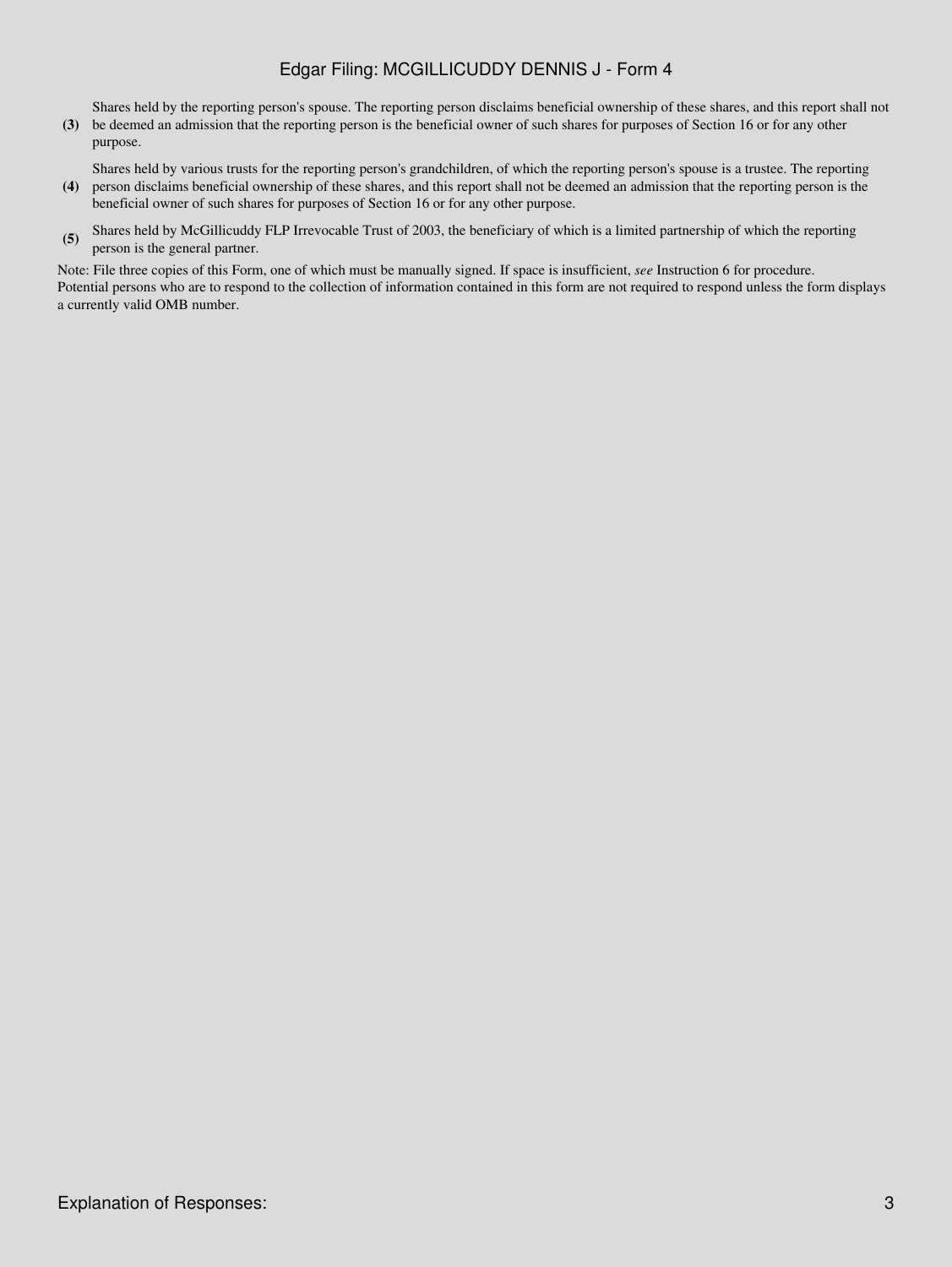**(3)** Shares held by the reporting person's spouse. The reporting person disclaims beneficial ownership of these shares, and this report shall not be deemed an admission that the reporting person is the beneficial owner of such shares for purposes of Section 16 or for any other purpose.

**(4)** Shares held by various trusts for the reporting person's grandchildren, of which the reporting person's spouse is a trustee. The reporting person disclaims beneficial ownership of these shares, and this report shall not be deemed an admission that the reporting person is the beneficial owner of such shares for purposes of Section 16 or for any other purpose.

**(5)** Shares held by McGillicuddy FLP Irrevocable Trust of 2003, the beneficiary of which is a limited partnership of which the reporting person is the general partner.

Note: File three copies of this Form, one of which must be manually signed. If space is insufficient, *see* Instruction 6 for procedure.
Potential persons who are to respond to the collection of information contained in this form are not required to respond unless the form displays a currently valid OMB number.

Explanation of Responses: